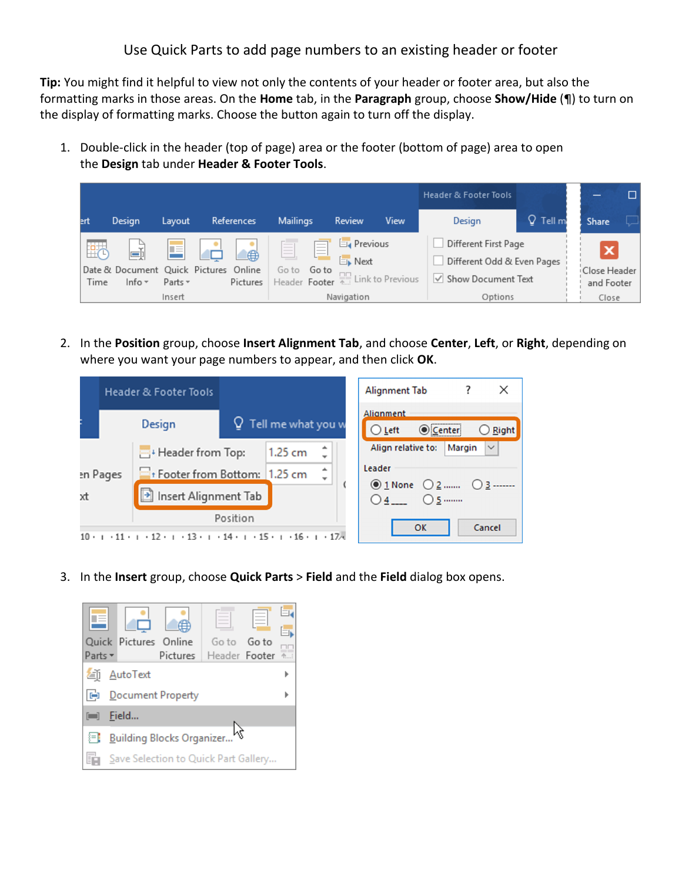# Use Quick Parts to add page numbers to an existing header or footer

**Tip:** You might find it helpful to view not only the contents of your header or footer area, but also the formatting marks in those areas. On the **Home** tab, in the **Paragraph** group, choose **Show/Hide** (¶) to turn on the display of formatting marks. Choose the button again to turn off the display.

1. Double-click in the header (top of page) area or the footer (bottom of page) area to open the **Design** tab under **Header & Footer Tools**.

2. In the **Position** group, choose **Insert Alignment Tab**, and choose **Center**, **Left**, or **Right**, depending on where you want your page numbers to appear, and then click **OK**.

3. In the **Insert** group, choose **Quick Parts** > **Field** and the **Field** dialog box opens.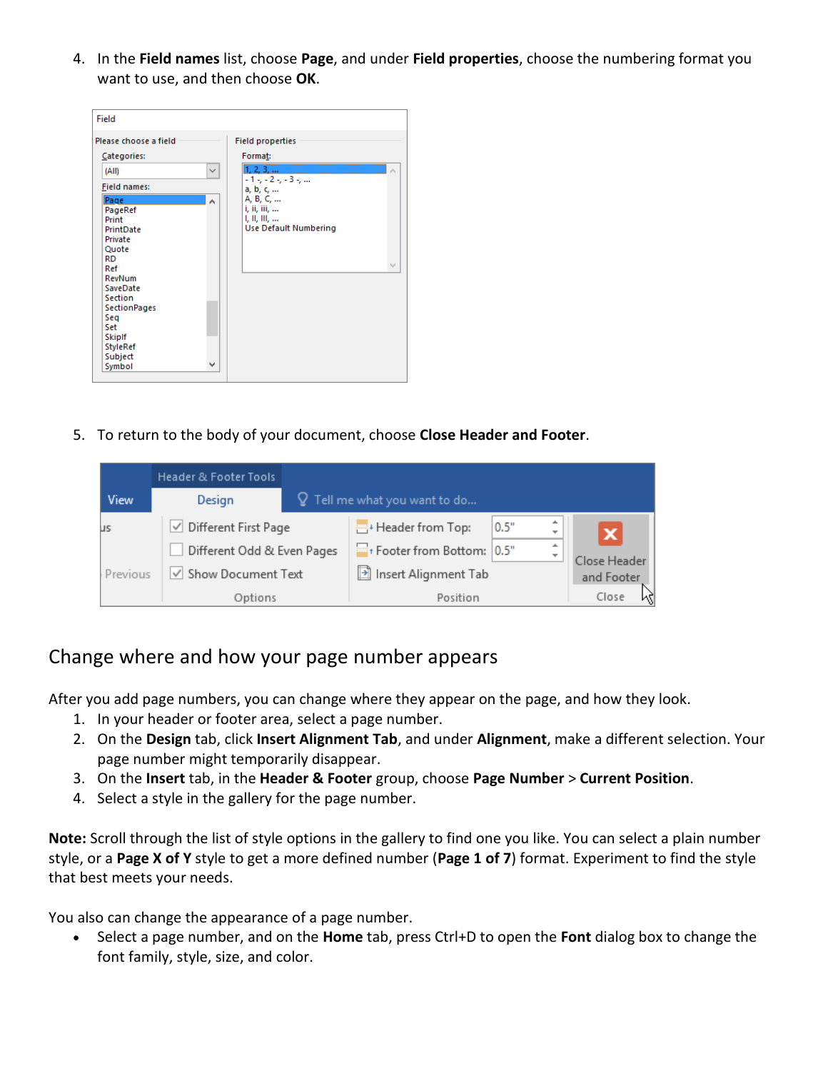4. In the **Field names** list, choose **Page**, and under **Field properties**, choose the numbering format you want to use, and then choose **OK**.

5. To return to the body of your document, choose **Close Header and Footer**.

## Change where and how your page number appears

After you add page numbers, you can change where they appear on the page, and how they look.

1. In your header or footer area, select a page number.
2. On the **Design** tab, click **Insert Alignment Tab**, and under **Alignment**, make a different selection. Your page number might temporarily disappear.
3. On the **Insert** tab, in the **Header & Footer** group, choose **Page Number** > **Current Position**.
4. Select a style in the gallery for the page number.

**Note:** Scroll through the list of style options in the gallery to find one you like. You can select a plain number style, or a **Page X of Y** style to get a more defined number (**Page 1 of 7**) format. Experiment to find the style that best meets your needs.

You also can change the appearance of a page number.

- Select a page number, and on the **Home** tab, press Ctrl+D to open the **Font** dialog box to change the font family, style, size, and color.